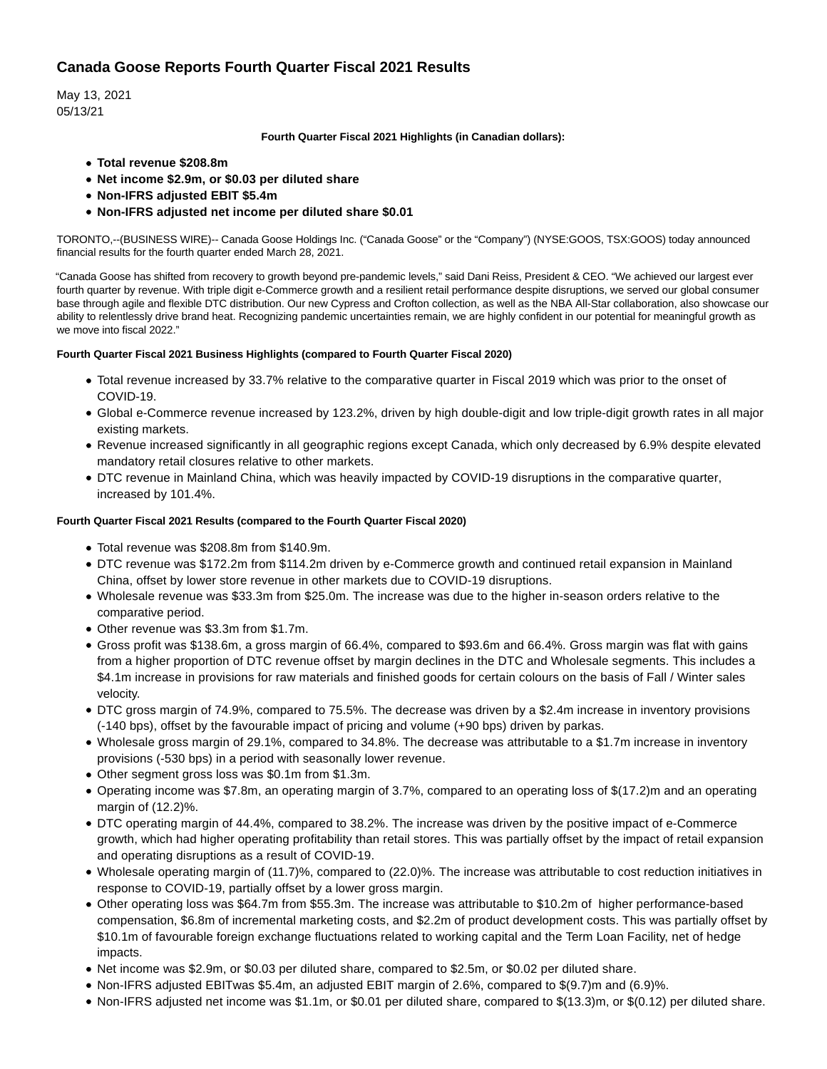# Canada Goose Reports Fourth Quarter Fiscal 2021 Results

May 13, 2021
05/13/21

**Fourth Quarter Fiscal 2021 Highlights (in Canadian dollars):**

- **Total revenue $208.8m**
- **Net income $2.9m, or $0.03 per diluted share**
- **Non-IFRS adjusted EBIT $5.4m**
- **Non-IFRS adjusted net income per diluted share $0.01**

TORONTO,--(BUSINESS WIRE)-- Canada Goose Holdings Inc. ("Canada Goose" or the "Company") (NYSE:GOOS, TSX:GOOS) today announced financial results for the fourth quarter ended March 28, 2021.

"Canada Goose has shifted from recovery to growth beyond pre-pandemic levels," said Dani Reiss, President & CEO. "We achieved our largest ever fourth quarter by revenue. With triple digit e-Commerce growth and a resilient retail performance despite disruptions, we served our global consumer base through agile and flexible DTC distribution. Our new Cypress and Crofton collection, as well as the NBA All-Star collaboration, also showcase our ability to relentlessly drive brand heat. Recognizing pandemic uncertainties remain, we are highly confident in our potential for meaningful growth as we move into fiscal 2022."

**Fourth Quarter Fiscal 2021 Business Highlights (compared to Fourth Quarter Fiscal 2020)**

- Total revenue increased by 33.7% relative to the comparative quarter in Fiscal 2019 which was prior to the onset of COVID-19.
- Global e-Commerce revenue increased by 123.2%, driven by high double-digit and low triple-digit growth rates in all major existing markets.
- Revenue increased significantly in all geographic regions except Canada, which only decreased by 6.9% despite elevated mandatory retail closures relative to other markets.
- DTC revenue in Mainland China, which was heavily impacted by COVID-19 disruptions in the comparative quarter, increased by 101.4%.

**Fourth Quarter Fiscal 2021 Results (compared to the Fourth Quarter Fiscal 2020)**

- Total revenue was $208.8m from $140.9m.
- DTC revenue was $172.2m from $114.2m driven by e-Commerce growth and continued retail expansion in Mainland China, offset by lower store revenue in other markets due to COVID-19 disruptions.
- Wholesale revenue was $33.3m from $25.0m. The increase was due to the higher in-season orders relative to the comparative period.
- Other revenue was $3.3m from $1.7m.
- Gross profit was $138.6m, a gross margin of 66.4%, compared to $93.6m and 66.4%. Gross margin was flat with gains from a higher proportion of DTC revenue offset by margin declines in the DTC and Wholesale segments. This includes a $4.1m increase in provisions for raw materials and finished goods for certain colours on the basis of Fall / Winter sales velocity.
- DTC gross margin of 74.9%, compared to 75.5%. The decrease was driven by a $2.4m increase in inventory provisions (-140 bps), offset by the favourable impact of pricing and volume (+90 bps) driven by parkas.
- Wholesale gross margin of 29.1%, compared to 34.8%. The decrease was attributable to a $1.7m increase in inventory provisions (-530 bps) in a period with seasonally lower revenue.
- Other segment gross loss was $0.1m from $1.3m.
- Operating income was $7.8m, an operating margin of 3.7%, compared to an operating loss of $(17.2)m and an operating margin of (12.2)%.
- DTC operating margin of 44.4%, compared to 38.2%. The increase was driven by the positive impact of e-Commerce growth, which had higher operating profitability than retail stores. This was partially offset by the impact of retail expansion and operating disruptions as a result of COVID-19.
- Wholesale operating margin of (11.7)%, compared to (22.0)%. The increase was attributable to cost reduction initiatives in response to COVID-19, partially offset by a lower gross margin.
- Other operating loss was $64.7m from $55.3m. The increase was attributable to $10.2m of higher performance-based compensation, $6.8m of incremental marketing costs, and $2.2m of product development costs. This was partially offset by $10.1m of favourable foreign exchange fluctuations related to working capital and the Term Loan Facility, net of hedge impacts.
- Net income was $2.9m, or $0.03 per diluted share, compared to $2.5m, or $0.02 per diluted share.
- Non-IFRS adjusted EBITwas $5.4m, an adjusted EBIT margin of 2.6%, compared to $(9.7)m and (6.9)%.
- Non-IFRS adjusted net income was $1.1m, or $0.01 per diluted share, compared to $(13.3)m, or $(0.12) per diluted share.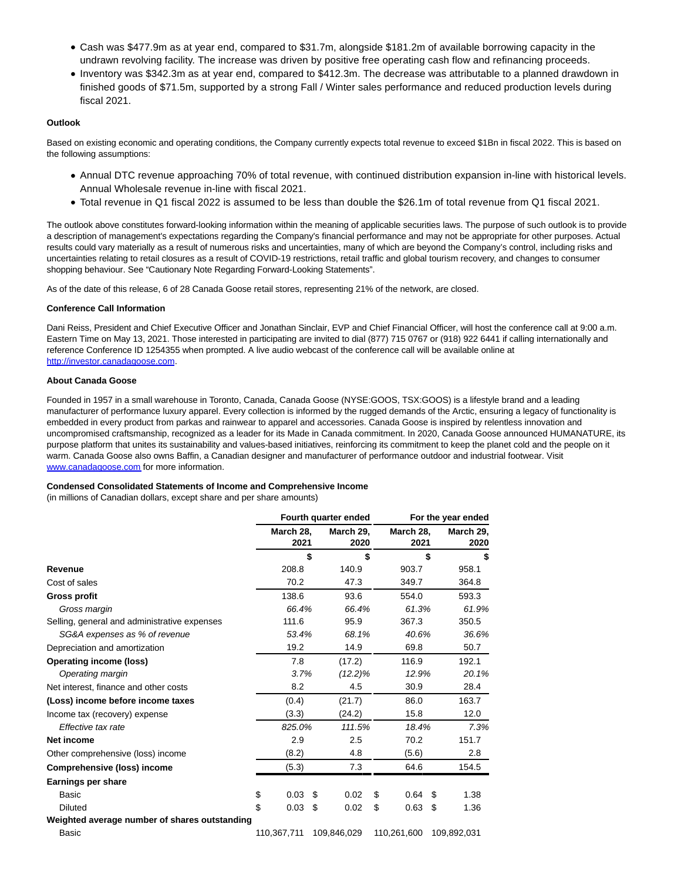- Cash was $477.9m as at year end, compared to $31.7m, alongside $181.2m of available borrowing capacity in the undrawn revolving facility. The increase was driven by positive free operating cash flow and refinancing proceeds.
- Inventory was $342.3m as at year end, compared to $412.3m. The decrease was attributable to a planned drawdown in finished goods of $71.5m, supported by a strong Fall / Winter sales performance and reduced production levels during fiscal 2021.

**Outlook**

Based on existing economic and operating conditions, the Company currently expects total revenue to exceed $1Bn in fiscal 2022. This is based on the following assumptions:

- Annual DTC revenue approaching 70% of total revenue, with continued distribution expansion in-line with historical levels. Annual Wholesale revenue in-line with fiscal 2021.
- Total revenue in Q1 fiscal 2022 is assumed to be less than double the $26.1m of total revenue from Q1 fiscal 2021.

The outlook above constitutes forward-looking information within the meaning of applicable securities laws. The purpose of such outlook is to provide a description of management's expectations regarding the Company's financial performance and may not be appropriate for other purposes. Actual results could vary materially as a result of numerous risks and uncertainties, many of which are beyond the Company's control, including risks and uncertainties relating to retail closures as a result of COVID-19 restrictions, retail traffic and global tourism recovery, and changes to consumer shopping behaviour. See "Cautionary Note Regarding Forward-Looking Statements".

As of the date of this release, 6 of 28 Canada Goose retail stores, representing 21% of the network, are closed.

**Conference Call Information**

Dani Reiss, President and Chief Executive Officer and Jonathan Sinclair, EVP and Chief Financial Officer, will host the conference call at 9:00 a.m. Eastern Time on May 13, 2021. Those interested in participating are invited to dial (877) 715 0767 or (918) 922 6441 if calling internationally and reference Conference ID 1254355 when prompted. A live audio webcast of the conference call will be available online at http://investor.canadagoose.com.

**About Canada Goose**

Founded in 1957 in a small warehouse in Toronto, Canada, Canada Goose (NYSE:GOOS, TSX:GOOS) is a lifestyle brand and a leading manufacturer of performance luxury apparel. Every collection is informed by the rugged demands of the Arctic, ensuring a legacy of functionality is embedded in every product from parkas and rainwear to apparel and accessories. Canada Goose is inspired by relentless innovation and uncompromised craftsmanship, recognized as a leader for its Made in Canada commitment. In 2020, Canada Goose announced HUMANATURE, its purpose platform that unites its sustainability and values-based initiatives, reinforcing its commitment to keep the planet cold and the people on it warm. Canada Goose also owns Baffin, a Canadian designer and manufacturer of performance outdoor and industrial footwear. Visit www.canadagoose.com for more information.

**Condensed Consolidated Statements of Income and Comprehensive Income**
(in millions of Canadian dollars, except share and per share amounts)

| | Fourth quarter ended | | For the year ended | |
|---|---|---|---|---|
| | March 28, 2021 | March 29, 2020 | March 28, 2021 | March 29, 2020 |
| | $ | $ | $ | $ |
| **Revenue** | 208.8 | 140.9 | 903.7 | 958.1 |
| Cost of sales | 70.2 | 47.3 | 349.7 | 364.8 |
| **Gross profit** | 138.6 | 93.6 | 554.0 | 593.3 |
| *Gross margin* | *66.4%* | *66.4%* | *61.3%* | *61.9%* |
| Selling, general and administrative expenses | 111.6 | 95.9 | 367.3 | 350.5 |
| *SG&A expenses as % of revenue* | *53.4%* | *68.1%* | *40.6%* | *36.6%* |
| Depreciation and amortization | 19.2 | 14.9 | 69.8 | 50.7 |
| **Operating income (loss)** | 7.8 | (17.2) | 116.9 | 192.1 |
| *Operating margin* | *3.7%* | *(12.2)%* | *12.9%* | *20.1%* |
| Net interest, finance and other costs | 8.2 | 4.5 | 30.9 | 28.4 |
| **(Loss) income before income taxes** | (0.4) | (21.7) | 86.0 | 163.7 |
| Income tax (recovery) expense | (3.3) | (24.2) | 15.8 | 12.0 |
| *Effective tax rate* | *825.0%* | *111.5%* | *18.4%* | *7.3%* |
| **Net income** | 2.9 | 2.5 | 70.2 | 151.7 |
| Other comprehensive (loss) income | (8.2) | 4.8 | (5.6) | 2.8 |
| **Comprehensive (loss) income** | (5.3) | 7.3 | 64.6 | 154.5 |
| **Earnings per share** | | | | |
| Basic | $ 0.03 | $ 0.02 | $ 0.64 | $ 1.38 |
| Diluted | $ 0.03 | $ 0.02 | $ 0.63 | $ 1.36 |
| **Weighted average number of shares outstanding** | | | | |
| Basic | 110,367,711 | 109,846,029 | 110,261,600 | 109,892,031 |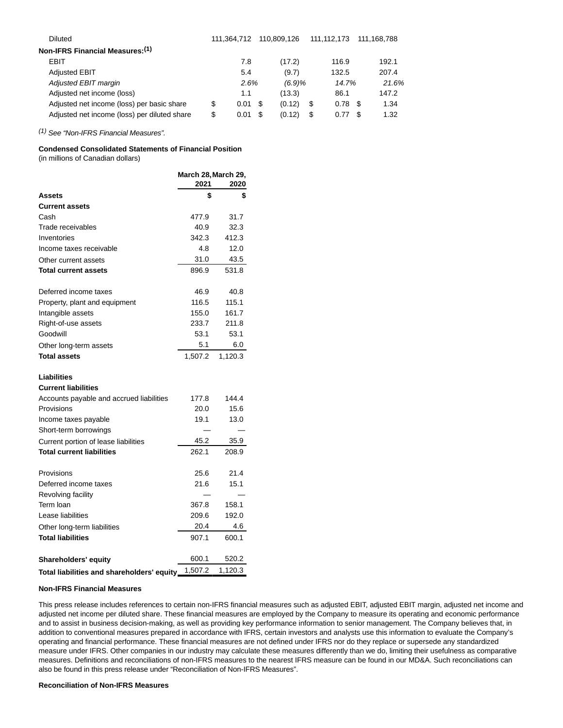| | | | | |
|---|---|---|---|---|
| Diluted | 111,364,712 | 110,809,126 | 111,112,173 | 111,168,788 |
| **Non-IFRS Financial Measures:** [(1)] | | | | |
| EBIT | 7.8 | (17.2) | 116.9 | 192.1 |
| Adjusted EBIT | 5.4 | (9.7) | 132.5 | 207.4 |
| *Adjusted EBIT margin* | *2.6%* | *(6.9)%* | *14.7%* | *21.6%* |
| Adjusted net income (loss) | 1.1 | (13.3) | 86.1 | 147.2 |
| Adjusted net income (loss) per basic share | $ 0.01 | $ (0.12) | $ 0.78 | $ 1.34 |
| Adjusted net income (loss) per diluted share | $ 0.01 | $ (0.12) | $ 0.77 | $ 1.32 |

*[(1)] See "Non-IFRS Financial Measures".*

**Condensed Consolidated Statements of Financial Position**
(in millions of Canadian dollars)

| | March 28, 2021 | March 29, 2020 |
|---|---|---|
| **Assets** | **$** | **$** |
| **Current assets** | | |
| Cash | 477.9 | 31.7 |
| Trade receivables | 40.9 | 32.3 |
| Inventories | 342.3 | 412.3 |
| Income taxes receivable | 4.8 | 12.0 |
| Other current assets | 31.0 | 43.5 |
| **Total current assets** | 896.9 | 531.8 |
| | | |
| Deferred income taxes | 46.9 | 40.8 |
| Property, plant and equipment | 116.5 | 115.1 |
| Intangible assets | 155.0 | 161.7 |
| Right-of-use assets | 233.7 | 211.8 |
| Goodwill | 53.1 | 53.1 |
| Other long-term assets | 5.1 | 6.0 |
| **Total assets** | 1,507.2 | 1,120.3 |
| | | |
| **Liabilities** | | |
| **Current liabilities** | | |
| Accounts payable and accrued liabilities | 177.8 | 144.4 |
| Provisions | 20.0 | 15.6 |
| Income taxes payable | 19.1 | 13.0 |
| Short-term borrowings | — | — |
| Current portion of lease liabilities | 45.2 | 35.9 |
| **Total current liabilities** | 262.1 | 208.9 |
| | | |
| Provisions | 25.6 | 21.4 |
| Deferred income taxes | 21.6 | 15.1 |
| Revolving facility | — | — |
| Term loan | 367.8 | 158.1 |
| Lease liabilities | 209.6 | 192.0 |
| Other long-term liabilities | 20.4 | 4.6 |
| **Total liabilities** | 907.1 | 600.1 |
| | | |
| **Shareholders' equity** | 600.1 | 520.2 |
| **Total liabilities and shareholders' equity** | 1,507.2 | 1,120.3 |

**Non-IFRS Financial Measures**

This press release includes references to certain non-IFRS financial measures such as adjusted EBIT, adjusted EBIT margin, adjusted net income and adjusted net income per diluted share. These financial measures are employed by the Company to measure its operating and economic performance and to assist in business decision-making, as well as providing key performance information to senior management. The Company believes that, in addition to conventional measures prepared in accordance with IFRS, certain investors and analysts use this information to evaluate the Company's operating and financial performance. These financial measures are not defined under IFRS nor do they replace or supersede any standardized measure under IFRS. Other companies in our industry may calculate these measures differently than we do, limiting their usefulness as comparative measures. Definitions and reconciliations of non-IFRS measures to the nearest IFRS measure can be found in our MD&A. Such reconciliations can also be found in this press release under "Reconciliation of Non-IFRS Measures".

**Reconciliation of Non-IFRS Measures**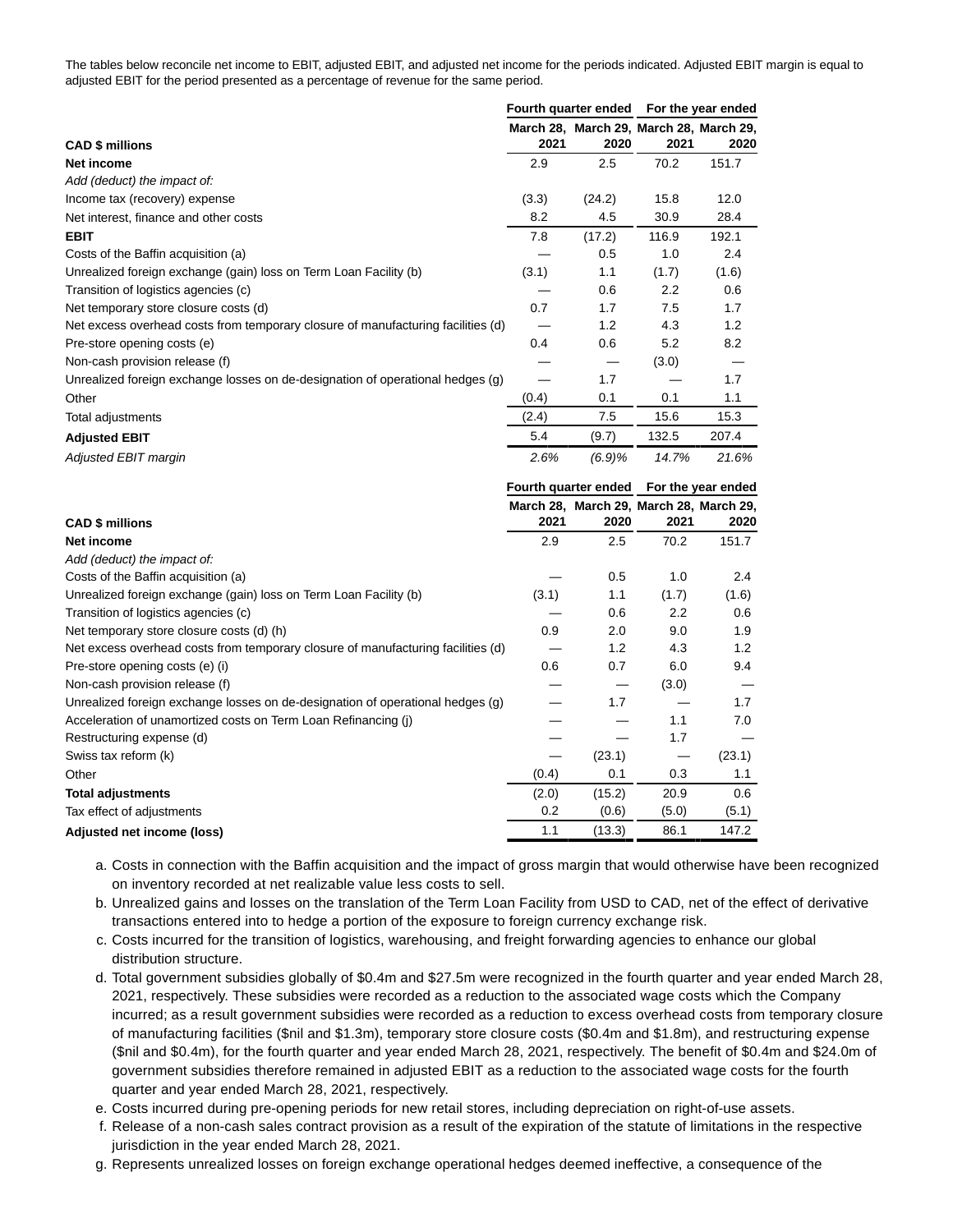The tables below reconcile net income to EBIT, adjusted EBIT, and adjusted net income for the periods indicated. Adjusted EBIT margin is equal to adjusted EBIT for the period presented as a percentage of revenue for the same period.

| CAD $ millions | Fourth quarter ended | | For the year ended | |
|---|---|---|---|---|
| | March 28, 2021 | March 29, 2020 | March 28, 2021 | March 29, 2020 |
| **Net income** | 2.9 | 2.5 | 70.2 | 151.7 |
| *Add (deduct) the impact of:* | | | | |
| Income tax (recovery) expense | (3.3) | (24.2) | 15.8 | 12.0 |
| Net interest, finance and other costs | 8.2 | 4.5 | 30.9 | 28.4 |
| **EBIT** | 7.8 | (17.2) | 116.9 | 192.1 |
| Costs of the Baffin acquisition (a) | — | 0.5 | 1.0 | 2.4 |
| Unrealized foreign exchange (gain) loss on Term Loan Facility (b) | (3.1) | 1.1 | (1.7) | (1.6) |
| Transition of logistics agencies (c) | — | 0.6 | 2.2 | 0.6 |
| Net temporary store closure costs (d) | 0.7 | 1.7 | 7.5 | 1.7 |
| Net excess overhead costs from temporary closure of manufacturing facilities (d) | — | 1.2 | 4.3 | 1.2 |
| Pre-store opening costs (e) | 0.4 | 0.6 | 5.2 | 8.2 |
| Non-cash provision release (f) | — | — | (3.0) | — |
| Unrealized foreign exchange losses on de-designation of operational hedges (g) | — | 1.7 | — | 1.7 |
| Other | (0.4) | 0.1 | 0.1 | 1.1 |
| Total adjustments | (2.4) | 7.5 | 15.6 | 15.3 |
| **Adjusted EBIT** | 5.4 | (9.7) | 132.5 | 207.4 |
| *Adjusted EBIT margin* | *2.6%* | *(6.9)%* | *14.7%* | *21.6%* |

| CAD $ millions | Fourth quarter ended | | For the year ended | |
|---|---|---|---|---|
| | March 28, 2021 | March 29, 2020 | March 28, 2021 | March 29, 2020 |
| **Net income** | 2.9 | 2.5 | 70.2 | 151.7 |
| *Add (deduct) the impact of:* | | | | |
| Costs of the Baffin acquisition (a) | — | 0.5 | 1.0 | 2.4 |
| Unrealized foreign exchange (gain) loss on Term Loan Facility (b) | (3.1) | 1.1 | (1.7) | (1.6) |
| Transition of logistics agencies (c) | — | 0.6 | 2.2 | 0.6 |
| Net temporary store closure costs (d) (h) | 0.9 | 2.0 | 9.0 | 1.9 |
| Net excess overhead costs from temporary closure of manufacturing facilities (d) | — | 1.2 | 4.3 | 1.2 |
| Pre-store opening costs (e) (i) | 0.6 | 0.7 | 6.0 | 9.4 |
| Non-cash provision release (f) | — | — | (3.0) | — |
| Unrealized foreign exchange losses on de-designation of operational hedges (g) | — | 1.7 | — | 1.7 |
| Acceleration of unamortized costs on Term Loan Refinancing (j) | — | — | 1.1 | 7.0 |
| Restructuring expense (d) | — | — | 1.7 | — |
| Swiss tax reform (k) | — | (23.1) | — | (23.1) |
| Other | (0.4) | 0.1 | 0.3 | 1.1 |
| **Total adjustments** | (2.0) | (15.2) | 20.9 | 0.6 |
| Tax effect of adjustments | 0.2 | (0.6) | (5.0) | (5.1) |
| **Adjusted net income (loss)** | 1.1 | (13.3) | 86.1 | 147.2 |

a. Costs in connection with the Baffin acquisition and the impact of gross margin that would otherwise have been recognized on inventory recorded at net realizable value less costs to sell.
b. Unrealized gains and losses on the translation of the Term Loan Facility from USD to CAD, net of the effect of derivative transactions entered into to hedge a portion of the exposure to foreign currency exchange risk.
c. Costs incurred for the transition of logistics, warehousing, and freight forwarding agencies to enhance our global distribution structure.
d. Total government subsidies globally of $0.4m and $27.5m were recognized in the fourth quarter and year ended March 28, 2021, respectively. These subsidies were recorded as a reduction to the associated wage costs which the Company incurred; as a result government subsidies were recorded as a reduction to excess overhead costs from temporary closure of manufacturing facilities ($nil and $1.3m), temporary store closure costs ($0.4m and $1.8m), and restructuring expense ($nil and $0.4m), for the fourth quarter and year ended March 28, 2021, respectively. The benefit of $0.4m and $24.0m of government subsidies therefore remained in adjusted EBIT as a reduction to the associated wage costs for the fourth quarter and year ended March 28, 2021, respectively.
e. Costs incurred during pre-opening periods for new retail stores, including depreciation on right-of-use assets.
f. Release of a non-cash sales contract provision as a result of the expiration of the statute of limitations in the respective jurisdiction in the year ended March 28, 2021.
g. Represents unrealized losses on foreign exchange operational hedges deemed ineffective, a consequence of the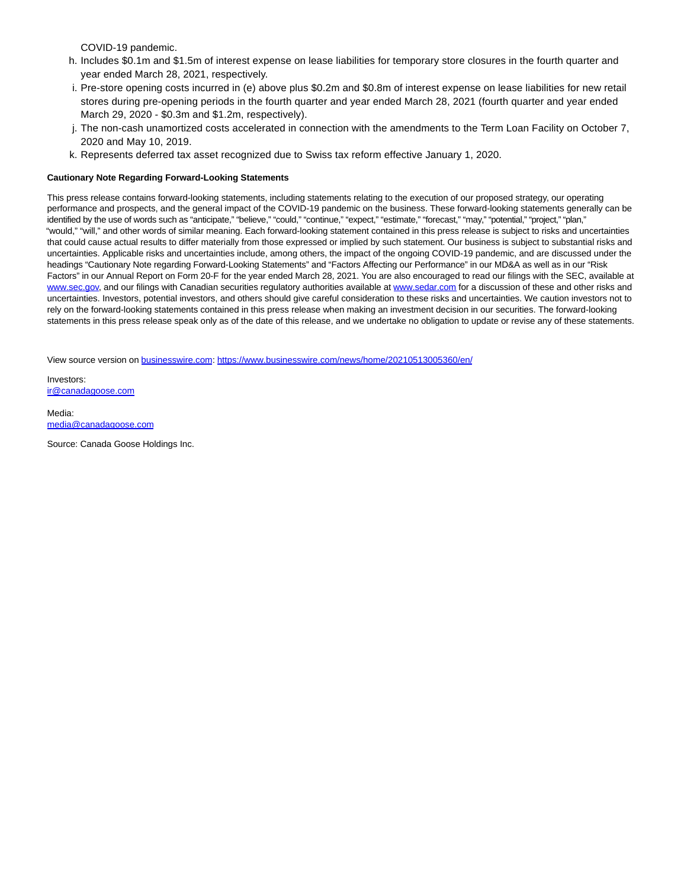COVID-19 pandemic.

h. Includes \$0.1m and \$1.5m of interest expense on lease liabilities for temporary store closures in the fourth quarter and year ended March 28, 2021, respectively.
i. Pre-store opening costs incurred in (e) above plus \$0.2m and \$0.8m of interest expense on lease liabilities for new retail stores during pre-opening periods in the fourth quarter and year ended March 28, 2021 (fourth quarter and year ended March 29, 2020 - \$0.3m and \$1.2m, respectively).
j. The non-cash unamortized costs accelerated in connection with the amendments to the Term Loan Facility on October 7, 2020 and May 10, 2019.
k. Represents deferred tax asset recognized due to Swiss tax reform effective January 1, 2020.

**Cautionary Note Regarding Forward-Looking Statements**

This press release contains forward-looking statements, including statements relating to the execution of our proposed strategy, our operating performance and prospects, and the general impact of the COVID-19 pandemic on the business. These forward-looking statements generally can be identified by the use of words such as "anticipate," "believe," "could," "continue," "expect," "estimate," "forecast," "may," "potential," "project," "plan," "would," "will," and other words of similar meaning. Each forward-looking statement contained in this press release is subject to risks and uncertainties that could cause actual results to differ materially from those expressed or implied by such statement. Our business is subject to substantial risks and uncertainties. Applicable risks and uncertainties include, among others, the impact of the ongoing COVID-19 pandemic, and are discussed under the headings "Cautionary Note regarding Forward-Looking Statements" and "Factors Affecting our Performance" in our MD&A as well as in our "Risk Factors" in our Annual Report on Form 20-F for the year ended March 28, 2021. You are also encouraged to read our filings with the SEC, available at www.sec.gov, and our filings with Canadian securities regulatory authorities available at www.sedar.com for a discussion of these and other risks and uncertainties. Investors, potential investors, and others should give careful consideration to these risks and uncertainties. We caution investors not to rely on the forward-looking statements contained in this press release when making an investment decision in our securities. The forward-looking statements in this press release speak only as of the date of this release, and we undertake no obligation to update or revise any of these statements.

View source version on businesswire.com: https://www.businesswire.com/news/home/20210513005360/en/

Investors:
ir@canadagoose.com

Media:
media@canadagoose.com

Source: Canada Goose Holdings Inc.